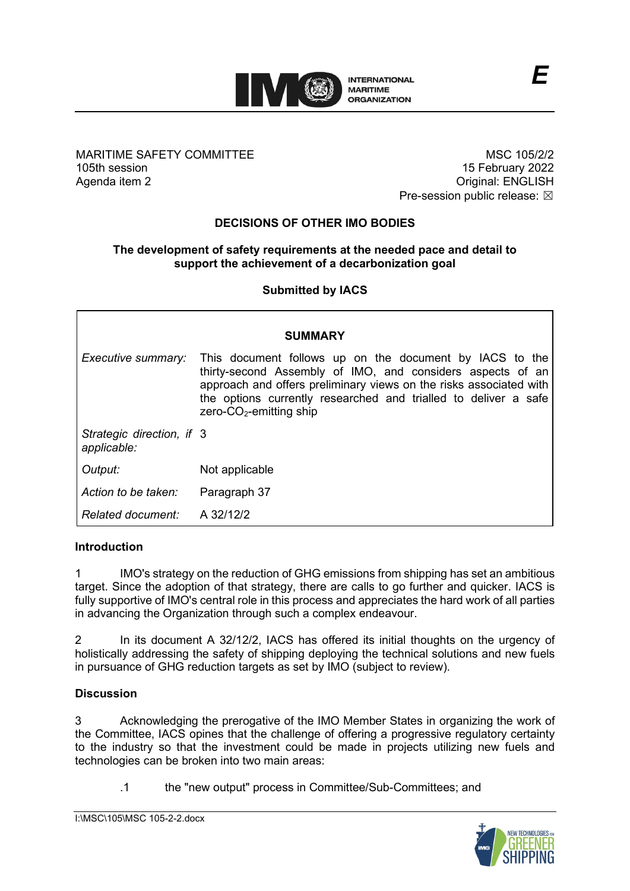E

MARITIME SAFETY COMMITTEE
105th session
Agenda item 2

MSC 105/2/2
15 February 2022
Original: ENGLISH
Pre-session public release: ☒

## DECISIONS OF OTHER IMO BODIES

### The development of safety requirements at the needed pace and detail to support the achievement of a decarbonization goal

**Submitted by IACS**

| SUMMARY | |
|---|---|
| *Executive summary:* | This document follows up on the document by IACS to the thirty-second Assembly of IMO, and considers aspects of an approach and offers preliminary views on the risks associated with the options currently researched and trialled to deliver a safe zero-$CO_2$-emitting ship |
| *Strategic direction, if applicable:* | 3 |
| *Output:* | Not applicable |
| *Action to be taken:* | Paragraph 37 |
| *Related document:* | A 32/12/2 |

**Introduction**

1 IMO's strategy on the reduction of GHG emissions from shipping has set an ambitious target. Since the adoption of that strategy, there are calls to go further and quicker. IACS is fully supportive of IMO's central role in this process and appreciates the hard work of all parties in advancing the Organization through such a complex endeavour.

2 In its document A 32/12/2, IACS has offered its initial thoughts on the urgency of holistically addressing the safety of shipping deploying the technical solutions and new fuels in pursuance of GHG reduction targets as set by IMO (subject to review).

**Discussion**

3 Acknowledging the prerogative of the IMO Member States in organizing the work of the Committee, IACS opines that the challenge of offering a progressive regulatory certainty to the industry so that the investment could be made in projects utilizing new fuels and technologies can be broken into two main areas:

.1 the "new output" process in Committee/Sub-Committees; and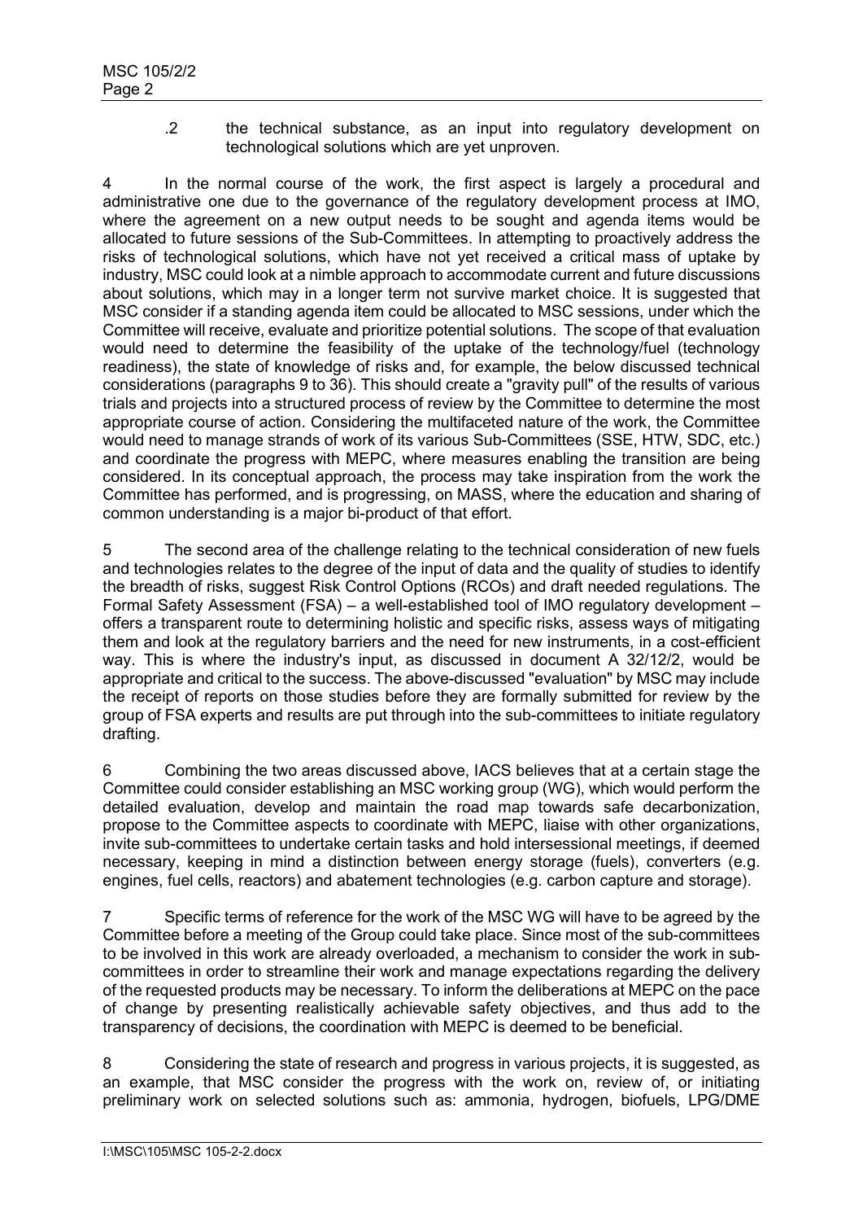.2 the technical substance, as an input into regulatory development on technological solutions which are yet unproven.

4 In the normal course of the work, the first aspect is largely a procedural and administrative one due to the governance of the regulatory development process at IMO, where the agreement on a new output needs to be sought and agenda items would be allocated to future sessions of the Sub-Committees. In attempting to proactively address the risks of technological solutions, which have not yet received a critical mass of uptake by industry, MSC could look at a nimble approach to accommodate current and future discussions about solutions, which may in a longer term not survive market choice. It is suggested that MSC consider if a standing agenda item could be allocated to MSC sessions, under which the Committee will receive, evaluate and prioritize potential solutions. The scope of that evaluation would need to determine the feasibility of the uptake of the technology/fuel (technology readiness), the state of knowledge of risks and, for example, the below discussed technical considerations (paragraphs 9 to 36). This should create a "gravity pull" of the results of various trials and projects into a structured process of review by the Committee to determine the most appropriate course of action. Considering the multifaceted nature of the work, the Committee would need to manage strands of work of its various Sub-Committees (SSE, HTW, SDC, etc.) and coordinate the progress with MEPC, where measures enabling the transition are being considered. In its conceptual approach, the process may take inspiration from the work the Committee has performed, and is progressing, on MASS, where the education and sharing of common understanding is a major bi-product of that effort.

5 The second area of the challenge relating to the technical consideration of new fuels and technologies relates to the degree of the input of data and the quality of studies to identify the breadth of risks, suggest Risk Control Options (RCOs) and draft needed regulations. The Formal Safety Assessment (FSA) – a well-established tool of IMO regulatory development – offers a transparent route to determining holistic and specific risks, assess ways of mitigating them and look at the regulatory barriers and the need for new instruments, in a cost-efficient way. This is where the industry's input, as discussed in document A 32/12/2, would be appropriate and critical to the success. The above-discussed "evaluation" by MSC may include the receipt of reports on those studies before they are formally submitted for review by the group of FSA experts and results are put through into the sub-committees to initiate regulatory drafting.

6 Combining the two areas discussed above, IACS believes that at a certain stage the Committee could consider establishing an MSC working group (WG), which would perform the detailed evaluation, develop and maintain the road map towards safe decarbonization, propose to the Committee aspects to coordinate with MEPC, liaise with other organizations, invite sub-committees to undertake certain tasks and hold intersessional meetings, if deemed necessary, keeping in mind a distinction between energy storage (fuels), converters (e.g. engines, fuel cells, reactors) and abatement technologies (e.g. carbon capture and storage).

7 Specific terms of reference for the work of the MSC WG will have to be agreed by the Committee before a meeting of the Group could take place. Since most of the sub-committees to be involved in this work are already overloaded, a mechanism to consider the work in sub-committees in order to streamline their work and manage expectations regarding the delivery of the requested products may be necessary. To inform the deliberations at MEPC on the pace of change by presenting realistically achievable safety objectives, and thus add to the transparency of decisions, the coordination with MEPC is deemed to be beneficial.

8 Considering the state of research and progress in various projects, it is suggested, as an example, that MSC consider the progress with the work on, review of, or initiating preliminary work on selected solutions such as: ammonia, hydrogen, biofuels, LPG/DME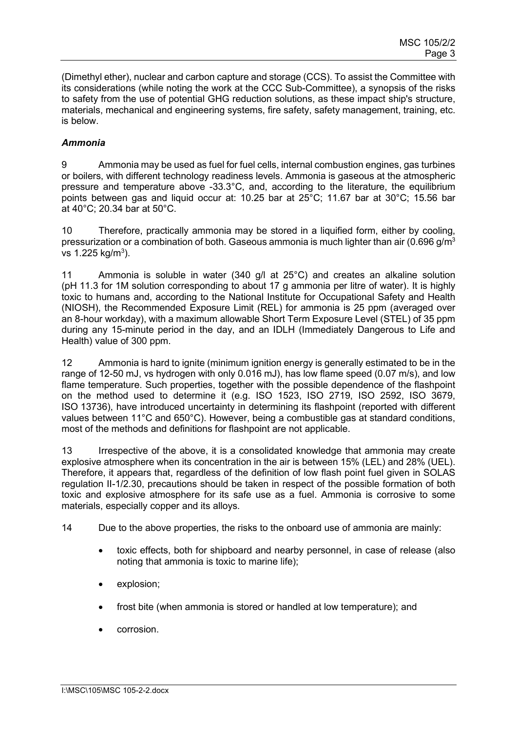(Dimethyl ether), nuclear and carbon capture and storage (CCS). To assist the Committee with its considerations (while noting the work at the CCC Sub-Committee), a synopsis of the risks to safety from the use of potential GHG reduction solutions, as these impact ship's structure, materials, mechanical and engineering systems, fire safety, safety management, training, etc. is below.

***Ammonia***

9 Ammonia may be used as fuel for fuel cells, internal combustion engines, gas turbines or boilers, with different technology readiness levels. Ammonia is gaseous at the atmospheric pressure and temperature above -33.3°C, and, according to the literature, the equilibrium points between gas and liquid occur at: 10.25 bar at 25°C; 11.67 bar at 30°C; 15.56 bar at 40°C; 20.34 bar at 50°C.

10 Therefore, practically ammonia may be stored in a liquified form, either by cooling, pressurization or a combination of both. Gaseous ammonia is much lighter than air (0.696 g/$m^3$ vs 1.225 kg/$m^3$).

11 Ammonia is soluble in water (340 g/l at 25°C) and creates an alkaline solution (pH 11.3 for 1M solution corresponding to about 17 g ammonia per litre of water). It is highly toxic to humans and, according to the National Institute for Occupational Safety and Health (NIOSH), the Recommended Exposure Limit (REL) for ammonia is 25 ppm (averaged over an 8-hour workday), with a maximum allowable Short Term Exposure Level (STEL) of 35 ppm during any 15-minute period in the day, and an IDLH (Immediately Dangerous to Life and Health) value of 300 ppm.

12 Ammonia is hard to ignite (minimum ignition energy is generally estimated to be in the range of 12-50 mJ, vs hydrogen with only 0.016 mJ), has low flame speed (0.07 m/s), and low flame temperature. Such properties, together with the possible dependence of the flashpoint on the method used to determine it (e.g. ISO 1523, ISO 2719, ISO 2592, ISO 3679, ISO 13736), have introduced uncertainty in determining its flashpoint (reported with different values between 11°C and 650°C). However, being a combustible gas at standard conditions, most of the methods and definitions for flashpoint are not applicable.

13 Irrespective of the above, it is a consolidated knowledge that ammonia may create explosive atmosphere when its concentration in the air is between 15% (LEL) and 28% (UEL). Therefore, it appears that, regardless of the definition of low flash point fuel given in SOLAS regulation II-1/2.30, precautions should be taken in respect of the possible formation of both toxic and explosive atmosphere for its safe use as a fuel. Ammonia is corrosive to some materials, especially copper and its alloys.

14 Due to the above properties, the risks to the onboard use of ammonia are mainly:

- toxic effects, both for shipboard and nearby personnel, in case of release (also noting that ammonia is toxic to marine life);
- explosion;
- frost bite (when ammonia is stored or handled at low temperature); and
- corrosion.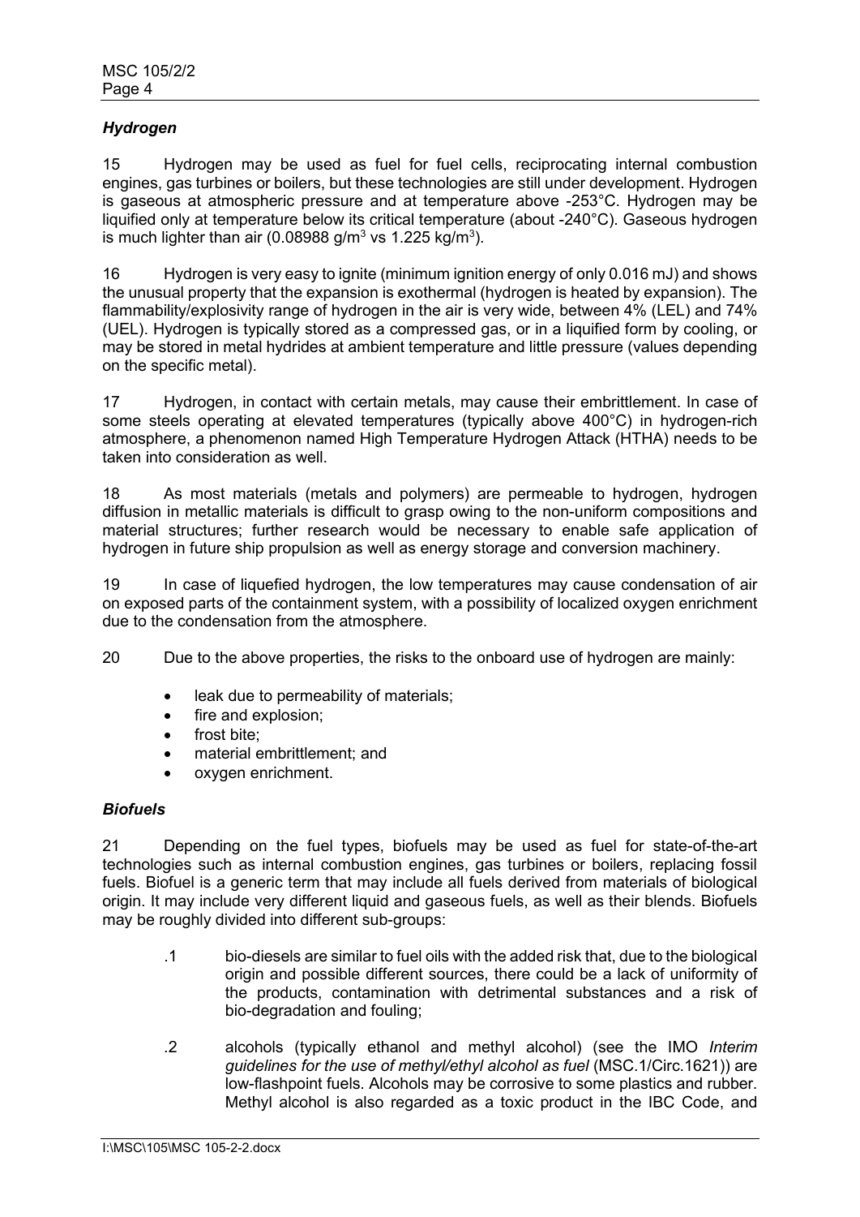### *Hydrogen*

15 Hydrogen may be used as fuel for fuel cells, reciprocating internal combustion engines, gas turbines or boilers, but these technologies are still under development. Hydrogen is gaseous at atmospheric pressure and at temperature above -253°C. Hydrogen may be liquified only at temperature below its critical temperature (about -240°C). Gaseous hydrogen is much lighter than air (0.08988 g/m$^3$ vs 1.225 kg/m$^3$).

16 Hydrogen is very easy to ignite (minimum ignition energy of only 0.016 mJ) and shows the unusual property that the expansion is exothermal (hydrogen is heated by expansion). The flammability/explosivity range of hydrogen in the air is very wide, between 4% (LEL) and 74% (UEL). Hydrogen is typically stored as a compressed gas, or in a liquified form by cooling, or may be stored in metal hydrides at ambient temperature and little pressure (values depending on the specific metal).

17 Hydrogen, in contact with certain metals, may cause their embrittlement. In case of some steels operating at elevated temperatures (typically above 400°C) in hydrogen-rich atmosphere, a phenomenon named High Temperature Hydrogen Attack (HTHA) needs to be taken into consideration as well.

18 As most materials (metals and polymers) are permeable to hydrogen, hydrogen diffusion in metallic materials is difficult to grasp owing to the non-uniform compositions and material structures; further research would be necessary to enable safe application of hydrogen in future ship propulsion as well as energy storage and conversion machinery.

19 In case of liquefied hydrogen, the low temperatures may cause condensation of air on exposed parts of the containment system, with a possibility of localized oxygen enrichment due to the condensation from the atmosphere.

20 Due to the above properties, the risks to the onboard use of hydrogen are mainly:

- leak due to permeability of materials;
- fire and explosion;
- frost bite;
- material embrittlement; and
- oxygen enrichment.

### *Biofuels*

21 Depending on the fuel types, biofuels may be used as fuel for state-of-the-art technologies such as internal combustion engines, gas turbines or boilers, replacing fossil fuels. Biofuel is a generic term that may include all fuels derived from materials of biological origin. It may include very different liquid and gaseous fuels, as well as their blends. Biofuels may be roughly divided into different sub-groups:

.1 bio-diesels are similar to fuel oils with the added risk that, due to the biological origin and possible different sources, there could be a lack of uniformity of the products, contamination with detrimental substances and a risk of bio-degradation and fouling;

.2 alcohols (typically ethanol and methyl alcohol) (see the IMO *Interim guidelines for the use of methyl/ethyl alcohol as fuel* (MSC.1/Circ.1621)) are low-flashpoint fuels. Alcohols may be corrosive to some plastics and rubber. Methyl alcohol is also regarded as a toxic product in the IBC Code, and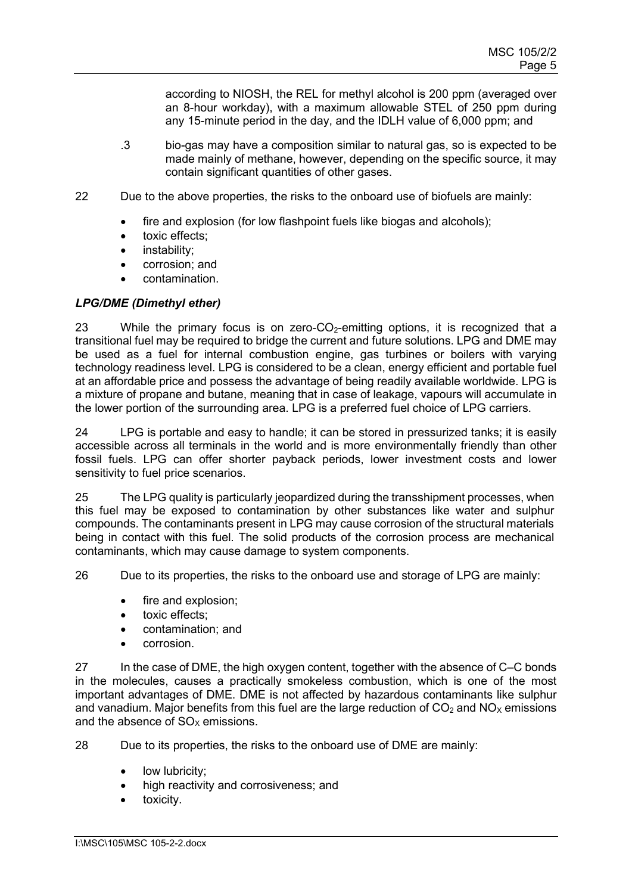according to NIOSH, the REL for methyl alcohol is 200 ppm (averaged over an 8-hour workday), with a maximum allowable STEL of 250 ppm during any 15-minute period in the day, and the IDLH value of 6,000 ppm; and

.3 bio-gas may have a composition similar to natural gas, so is expected to be made mainly of methane, however, depending on the specific source, it may contain significant quantities of other gases.

22 Due to the above properties, the risks to the onboard use of biofuels are mainly:

- fire and explosion (for low flashpoint fuels like biogas and alcohols);
- toxic effects;
- instability;
- corrosion; and
- contamination.

***LPG/DME (Dimethyl ether)***

23 While the primary focus is on zero-$CO_2$-emitting options, it is recognized that a transitional fuel may be required to bridge the current and future solutions. LPG and DME may be used as a fuel for internal combustion engine, gas turbines or boilers with varying technology readiness level. LPG is considered to be a clean, energy efficient and portable fuel at an affordable price and possess the advantage of being readily available worldwide. LPG is a mixture of propane and butane, meaning that in case of leakage, vapours will accumulate in the lower portion of the surrounding area. LPG is a preferred fuel choice of LPG carriers.

24 LPG is portable and easy to handle; it can be stored in pressurized tanks; it is easily accessible across all terminals in the world and is more environmentally friendly than other fossil fuels. LPG can offer shorter payback periods, lower investment costs and lower sensitivity to fuel price scenarios.

25 The LPG quality is particularly jeopardized during the transshipment processes, when this fuel may be exposed to contamination by other substances like water and sulphur compounds. The contaminants present in LPG may cause corrosion of the structural materials being in contact with this fuel. The solid products of the corrosion process are mechanical contaminants, which may cause damage to system components.

26 Due to its properties, the risks to the onboard use and storage of LPG are mainly:

- fire and explosion;
- toxic effects;
- contamination; and
- corrosion.

27 In the case of DME, the high oxygen content, together with the absence of C–C bonds in the molecules, causes a practically smokeless combustion, which is one of the most important advantages of DME. DME is not affected by hazardous contaminants like sulphur and vanadium. Major benefits from this fuel are the large reduction of $CO_2$ and $NO_X$ emissions and the absence of $SO_X$ emissions.

28 Due to its properties, the risks to the onboard use of DME are mainly:

- low lubricity;
- high reactivity and corrosiveness; and
- toxicity.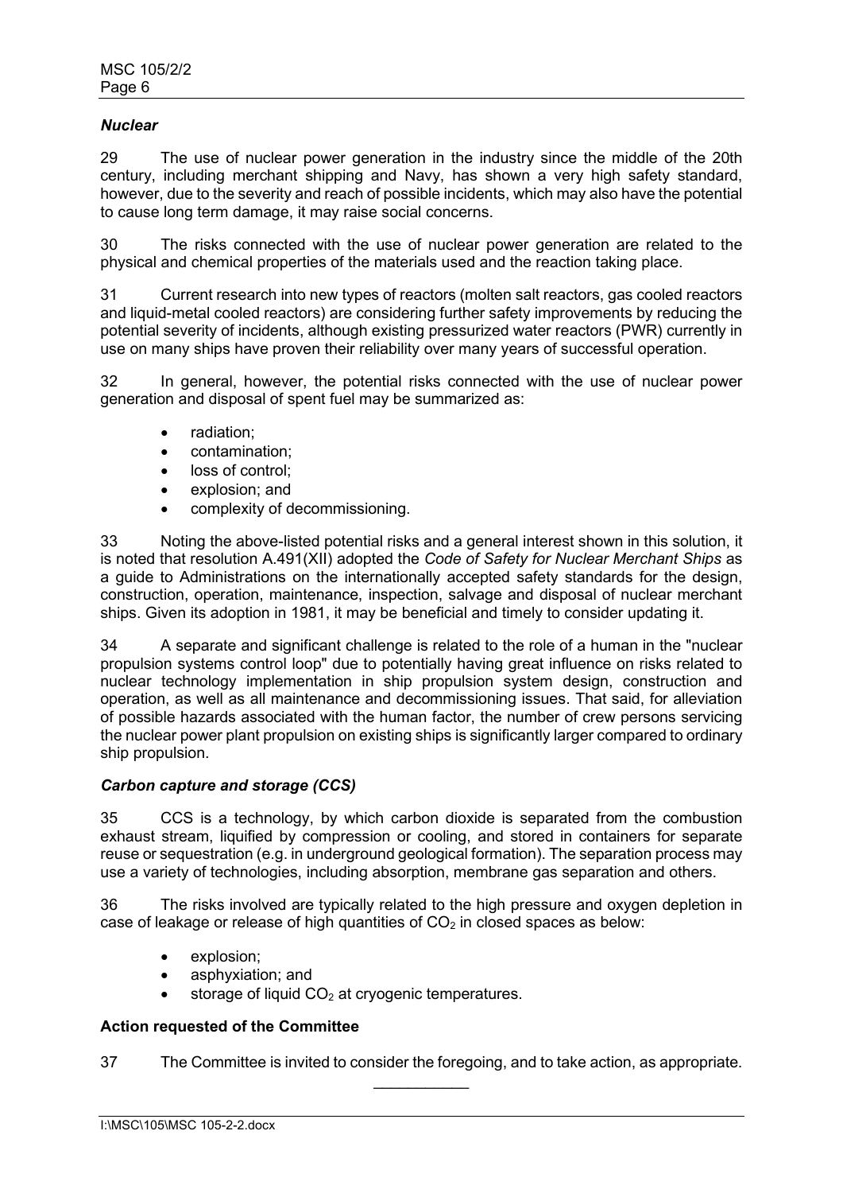### *Nuclear*

29 The use of nuclear power generation in the industry since the middle of the 20th century, including merchant shipping and Navy, has shown a very high safety standard, however, due to the severity and reach of possible incidents, which may also have the potential to cause long term damage, it may raise social concerns.

30 The risks connected with the use of nuclear power generation are related to the physical and chemical properties of the materials used and the reaction taking place.

31 Current research into new types of reactors (molten salt reactors, gas cooled reactors and liquid-metal cooled reactors) are considering further safety improvements by reducing the potential severity of incidents, although existing pressurized water reactors (PWR) currently in use on many ships have proven their reliability over many years of successful operation.

32 In general, however, the potential risks connected with the use of nuclear power generation and disposal of spent fuel may be summarized as:

- radiation;
- contamination;
- loss of control;
- explosion; and
- complexity of decommissioning.

33 Noting the above-listed potential risks and a general interest shown in this solution, it is noted that resolution A.491(XII) adopted the *Code of Safety for Nuclear Merchant Ships* as a guide to Administrations on the internationally accepted safety standards for the design, construction, operation, maintenance, inspection, salvage and disposal of nuclear merchant ships. Given its adoption in 1981, it may be beneficial and timely to consider updating it.

34 A separate and significant challenge is related to the role of a human in the "nuclear propulsion systems control loop" due to potentially having great influence on risks related to nuclear technology implementation in ship propulsion system design, construction and operation, as well as all maintenance and decommissioning issues. That said, for alleviation of possible hazards associated with the human factor, the number of crew persons servicing the nuclear power plant propulsion on existing ships is significantly larger compared to ordinary ship propulsion.

### *Carbon capture and storage (CCS)*

35 CCS is a technology, by which carbon dioxide is separated from the combustion exhaust stream, liquified by compression or cooling, and stored in containers for separate reuse or sequestration (e.g. in underground geological formation). The separation process may use a variety of technologies, including absorption, membrane gas separation and others.

36 The risks involved are typically related to the high pressure and oxygen depletion in case of leakage or release of high quantities of $CO_2$ in closed spaces as below:

- explosion;
- asphyxiation; and
- storage of liquid $CO_2$ at cryogenic temperatures.

### **Action requested of the Committee**

37 The Committee is invited to consider the foregoing, and to take action, as appropriate.

___________